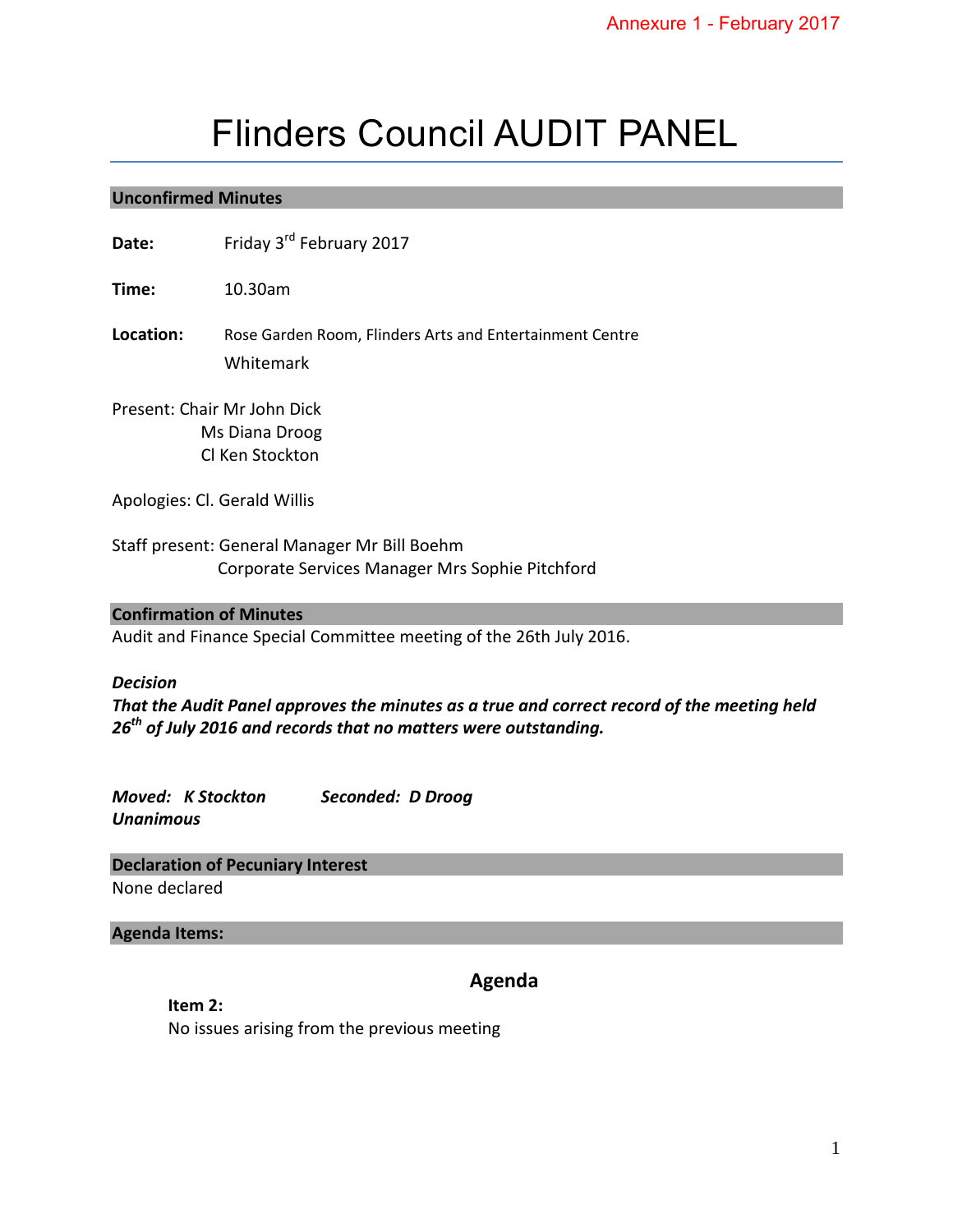Annexure 1 - February 2017

# Flinders Council AUDIT PANEL

## Unconfirmed Minutes

**Date:** Friday 3rd February 2017

**Time:** 10.30am

**Location:** Rose Garden Room, Flinders Arts and Entertainment Centre
Whitemark

Present: Chair Mr John Dick
Ms Diana Droog
Cl Ken Stockton

Apologies: Cl. Gerald Willis

Staff present: General Manager Mr Bill Boehm
Corporate Services Manager Mrs Sophie Pitchford

## Confirmation of Minutes

Audit and Finance Special Committee meeting of the 26th July 2016.

***Decision***

***That the Audit Panel approves the minutes as a true and correct record of the meeting held 26th of July 2016 and records that no matters were outstanding.***

***Moved: K Stockton*** ***Seconded: D Droog***
***Unanimous***

## Declaration of Pecuniary Interest

None declared

## Agenda Items:

### Agenda

**Item 2:**
No issues arising from the previous meeting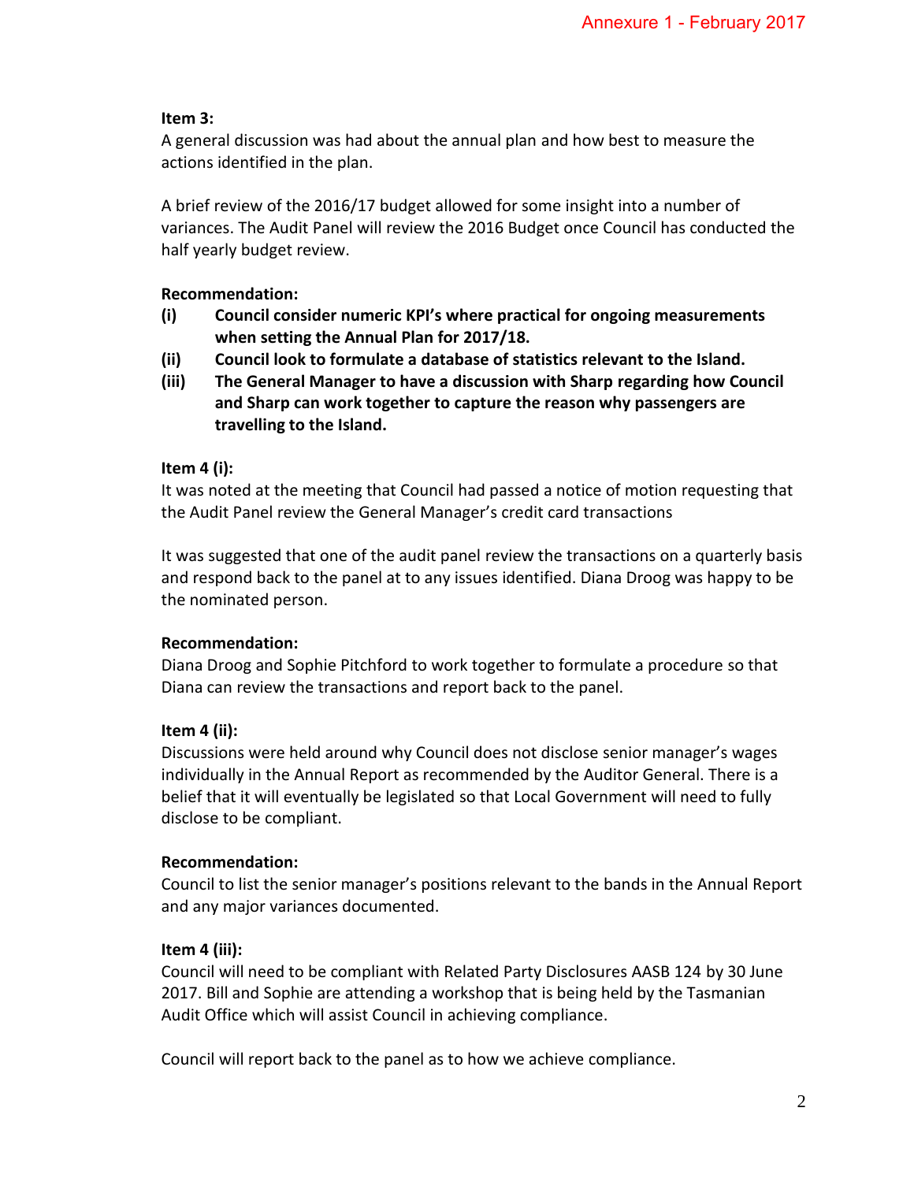**Item 3:**
A general discussion was had about the annual plan and how best to measure the actions identified in the plan.

A brief review of the 2016/17 budget allowed for some insight into a number of variances. The Audit Panel will review the 2016 Budget once Council has conducted the half yearly budget review.

**Recommendation:**

**(i) Council consider numeric KPI's where practical for ongoing measurements when setting the Annual Plan for 2017/18.**

**(ii) Council look to formulate a database of statistics relevant to the Island.**

**(iii) The General Manager to have a discussion with Sharp regarding how Council and Sharp can work together to capture the reason why passengers are travelling to the Island.**

**Item 4 (i):**
It was noted at the meeting that Council had passed a notice of motion requesting that the Audit Panel review the General Manager's credit card transactions

It was suggested that one of the audit panel review the transactions on a quarterly basis and respond back to the panel at to any issues identified. Diana Droog was happy to be the nominated person.

**Recommendation:**
Diana Droog and Sophie Pitchford to work together to formulate a procedure so that Diana can review the transactions and report back to the panel.

**Item 4 (ii):**
Discussions were held around why Council does not disclose senior manager's wages individually in the Annual Report as recommended by the Auditor General. There is a belief that it will eventually be legislated so that Local Government will need to fully disclose to be compliant.

**Recommendation:**
Council to list the senior manager's positions relevant to the bands in the Annual Report and any major variances documented.

**Item 4 (iii):**
Council will need to be compliant with Related Party Disclosures AASB 124 by 30 June 2017. Bill and Sophie are attending a workshop that is being held by the Tasmanian Audit Office which will assist Council in achieving compliance.

Council will report back to the panel as to how we achieve compliance.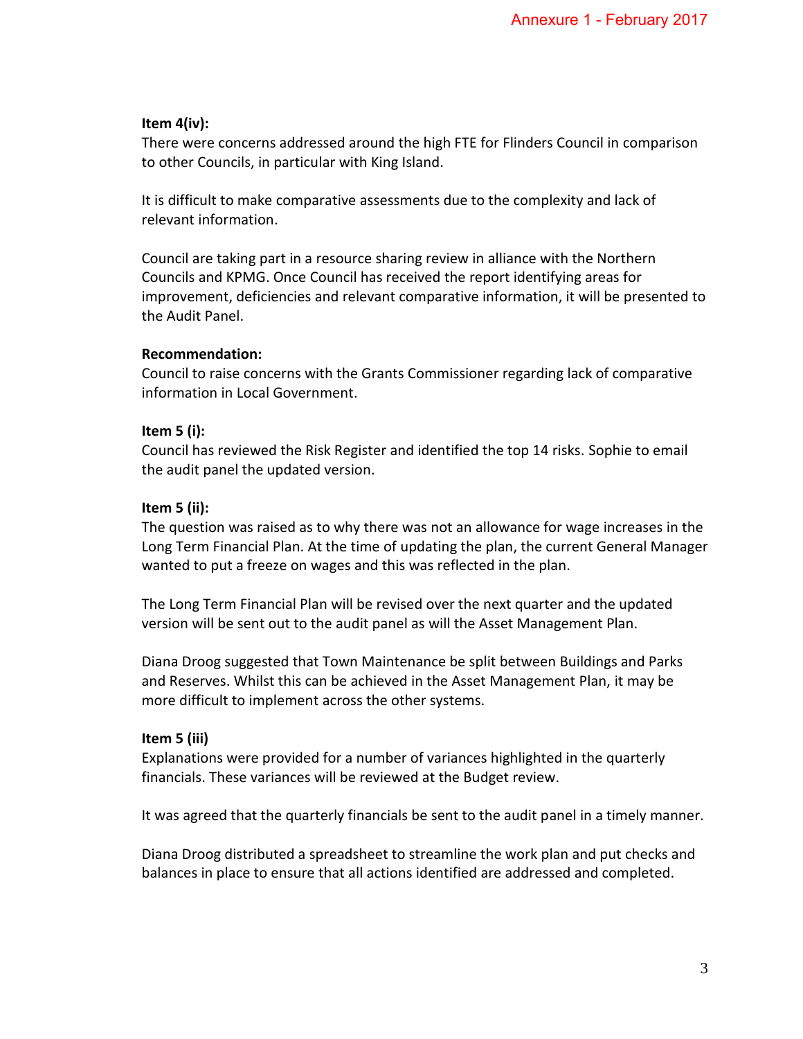**Item 4(iv):**
There were concerns addressed around the high FTE for Flinders Council in comparison to other Councils, in particular with King Island.

It is difficult to make comparative assessments due to the complexity and lack of relevant information.

Council are taking part in a resource sharing review in alliance with the Northern Councils and KPMG. Once Council has received the report identifying areas for improvement, deficiencies and relevant comparative information, it will be presented to the Audit Panel.

**Recommendation:**
Council to raise concerns with the Grants Commissioner regarding lack of comparative information in Local Government.

**Item 5 (i):**
Council has reviewed the Risk Register and identified the top 14 risks. Sophie to email the audit panel the updated version.

**Item 5 (ii):**
The question was raised as to why there was not an allowance for wage increases in the Long Term Financial Plan. At the time of updating the plan, the current General Manager wanted to put a freeze on wages and this was reflected in the plan.

The Long Term Financial Plan will be revised over the next quarter and the updated version will be sent out to the audit panel as will the Asset Management Plan.

Diana Droog suggested that Town Maintenance be split between Buildings and Parks and Reserves. Whilst this can be achieved in the Asset Management Plan, it may be more difficult to implement across the other systems.

**Item 5 (iii)**
Explanations were provided for a number of variances highlighted in the quarterly financials. These variances will be reviewed at the Budget review.

It was agreed that the quarterly financials be sent to the audit panel in a timely manner.

Diana Droog distributed a spreadsheet to streamline the work plan and put checks and balances in place to ensure that all actions identified are addressed and completed.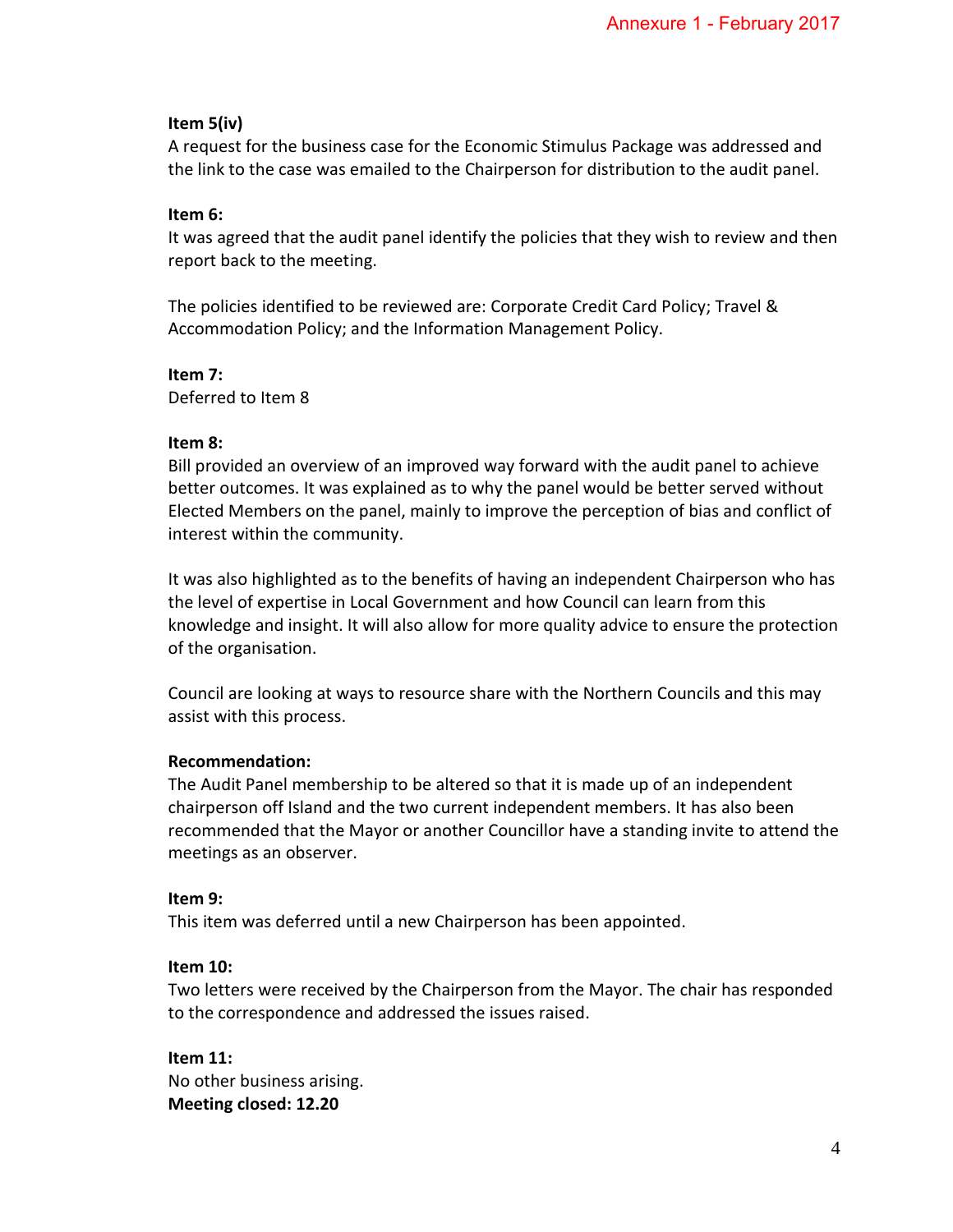**Item 5(iv)**
A request for the business case for the Economic Stimulus Package was addressed and the link to the case was emailed to the Chairperson for distribution to the audit panel.

**Item 6:**
It was agreed that the audit panel identify the policies that they wish to review and then report back to the meeting.

The policies identified to be reviewed are: Corporate Credit Card Policy; Travel & Accommodation Policy; and the Information Management Policy.

**Item 7:**
Deferred to Item 8

**Item 8:**
Bill provided an overview of an improved way forward with the audit panel to achieve better outcomes. It was explained as to why the panel would be better served without Elected Members on the panel, mainly to improve the perception of bias and conflict of interest within the community.

It was also highlighted as to the benefits of having an independent Chairperson who has the level of expertise in Local Government and how Council can learn from this knowledge and insight. It will also allow for more quality advice to ensure the protection of the organisation.

Council are looking at ways to resource share with the Northern Councils and this may assist with this process.

**Recommendation:**
The Audit Panel membership to be altered so that it is made up of an independent chairperson off Island and the two current independent members. It has also been recommended that the Mayor or another Councillor have a standing invite to attend the meetings as an observer.

**Item 9:**
This item was deferred until a new Chairperson has been appointed.

**Item 10:**
Two letters were received by the Chairperson from the Mayor. The chair has responded to the correspondence and addressed the issues raised.

**Item 11:**
No other business arising.
**Meeting closed: 12.20**